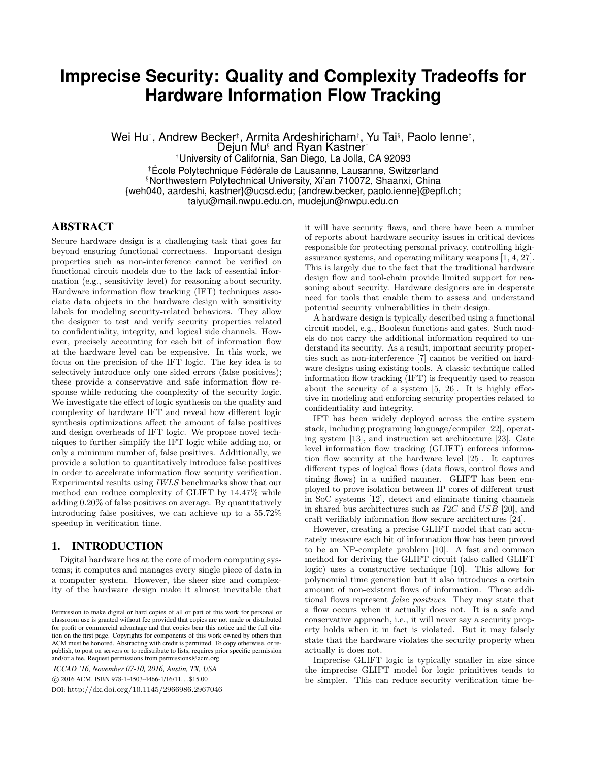# Imprecise Security: Quality and Complexity Tradeoffs for Hardware Information Flow Tracking

Wei Hu[†], Andrew Becker[‡], Armita Ardeshiricham[†], Yu Tai[§], Paolo Ienne[‡], Dejun Mu[§] and Ryan Kastner[†]

[†]University of California, San Diego, La Jolla, CA 92093

[‡]École Polytechnique Fédérale de Lausanne, Lausanne, Switzerland

[§]Northwestern Polytechnical University, Xi'an 710072, Shaanxi, China

{weh040, aardeshi, kastner}@ucsd.edu; {andrew.becker, paolo.ienne}@epfl.ch; taiyu@mail.nwpu.edu.cn, mudejun@nwpu.edu.cn

## ABSTRACT

Secure hardware design is a challenging task that goes far beyond ensuring functional correctness. Important design properties such as non-interference cannot be verified on functional circuit models due to the lack of essential information (e.g., sensitivity level) for reasoning about security. Hardware information flow tracking (IFT) techniques associate data objects in the hardware design with sensitivity labels for modeling security-related behaviors. They allow the designer to test and verify security properties related to confidentiality, integrity, and logical side channels. However, precisely accounting for each bit of information flow at the hardware level can be expensive. In this work, we focus on the precision of the IFT logic. The key idea is to selectively introduce only one sided errors (false positives); these provide a conservative and safe information flow response while reducing the complexity of the security logic. We investigate the effect of logic synthesis on the quality and complexity of hardware IFT and reveal how different logic synthesis optimizations affect the amount of false positives and design overheads of IFT logic. We propose novel techniques to further simplify the IFT logic while adding no, or only a minimum number of, false positives. Additionally, we provide a solution to quantitatively introduce false positives in order to accelerate information flow security verification. Experimental results using *IWLS* benchmarks show that our method can reduce complexity of GLIFT by 14.47% while adding 0.20% of false positives on average. By quantitatively introducing false positives, we can achieve up to a 55.72% speedup in verification time.

## 1. INTRODUCTION

Digital hardware lies at the core of modern computing systems; it computes and manages every single piece of data in a computer system. However, the sheer size and complexity of the hardware design make it almost inevitable that it will have security flaws, and there have been a number of reports about hardware security issues in critical devices responsible for protecting personal privacy, controlling high-assurance systems, and operating military weapons [1, 4, 27]. This is largely due to the fact that the traditional hardware design flow and tool-chain provide limited support for reasoning about security. Hardware designers are in desperate need for tools that enable them to assess and understand potential security vulnerabilities in their design.

A hardware design is typically described using a functional circuit model, e.g., Boolean functions and gates. Such models do not carry the additional information required to understand its security. As a result, important security properties such as non-interference [7] cannot be verified on hardware designs using existing tools. A classic technique called information flow tracking (IFT) is frequently used to reason about the security of a system [5, 26]. It is highly effective in modeling and enforcing security properties related to confidentiality and integrity.

IFT has been widely deployed across the entire system stack, including programing language/compiler [22], operating system [13], and instruction set architecture [23]. Gate level information flow tracking (GLIFT) enforces information flow security at the hardware level [25]. It captures different types of logical flows (data flows, control flows and timing flows) in a unified manner. GLIFT has been employed to prove isolation between IP cores of different trust in SoC systems [12], detect and eliminate timing channels in shared bus architectures such as *I2C* and *USB* [20], and craft verifiably information flow secure architectures [24].

However, creating a precise GLIFT model that can accurately measure each bit of information flow has been proved to be an NP-complete problem [10]. A fast and common method for deriving the GLIFT circuit (also called GLIFT logic) uses a constructive technique [10]. This allows for polynomial time generation but it also introduces a certain amount of non-existent flows of information. These additional flows represent *false positives*. They may state that a flow occurs when it actually does not. It is a safe and conservative approach, i.e., it will never say a security property holds when it in fact is violated. But it may falsely state that the hardware violates the security property when actually it does not.

Imprecise GLIFT logic is typically smaller in size since the imprecise GLIFT model for logic primitives tends to be simpler. This can reduce security verification time be-

Permission to make digital or hard copies of all or part of this work for personal or classroom use is granted without fee provided that copies are not made or distributed for profit or commercial advantage and that copies bear this notice and the full citation on the first page. Copyrights for components of this work owned by others than ACM must be honored. Abstracting with credit is permitted. To copy otherwise, or republish, to post on servers or to redistribute to lists, requires prior specific permission and/or a fee. Request permissions from permissions@acm.org.

*ICCAD '16, November 07-10, 2016, Austin, TX, USA*
© 2016 ACM. ISBN 978-1-4503-4466-1/16/11...$15.00
DOI: http://dx.doi.org/10.1145/2966986.2967046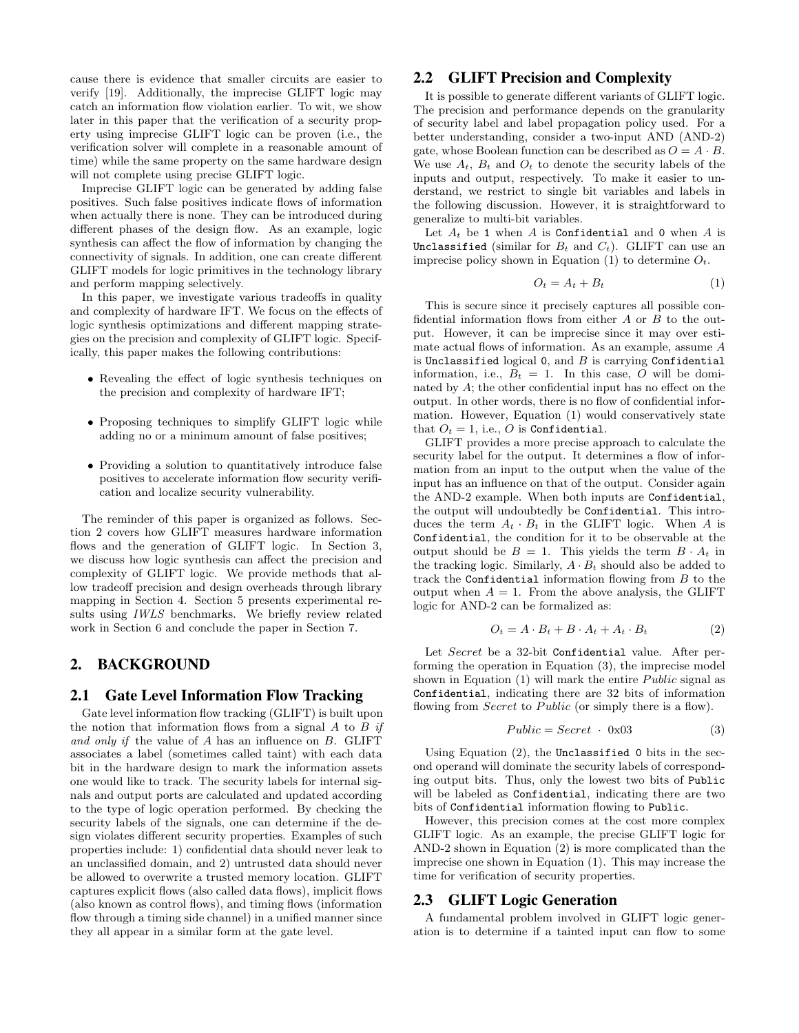cause there is evidence that smaller circuits are easier to verify [19]. Additionally, the imprecise GLIFT logic may catch an information flow violation earlier. To wit, we show later in this paper that the verification of a security property using imprecise GLIFT logic can be proven (i.e., the verification solver will complete in a reasonable amount of time) while the same property on the same hardware design will not complete using precise GLIFT logic.

Imprecise GLIFT logic can be generated by adding false positives. Such false positives indicate flows of information when actually there is none. They can be introduced during different phases of the design flow. As an example, logic synthesis can affect the flow of information by changing the connectivity of signals. In addition, one can create different GLIFT models for logic primitives in the technology library and perform mapping selectively.

In this paper, we investigate various tradeoffs in quality and complexity of hardware IFT. We focus on the effects of logic synthesis optimizations and different mapping strategies on the precision and complexity of GLIFT logic. Specifically, this paper makes the following contributions:

- Revealing the effect of logic synthesis techniques on the precision and complexity of hardware IFT;
- Proposing techniques to simplify GLIFT logic while adding no or a minimum amount of false positives;
- Providing a solution to quantitatively introduce false positives to accelerate information flow security verification and localize security vulnerability.

The reminder of this paper is organized as follows. Section 2 covers how GLIFT measures hardware information flows and the generation of GLIFT logic. In Section 3, we discuss how logic synthesis can affect the precision and complexity of GLIFT logic. We provide methods that allow tradeoff precision and design overheads through library mapping in Section 4. Section 5 presents experimental results using *IWLS* benchmarks. We briefly review related work in Section 6 and conclude the paper in Section 7.

## 2. BACKGROUND

### 2.1 Gate Level Information Flow Tracking

Gate level information flow tracking (GLIFT) is built upon the notion that information flows from a signal $A$ to $B$ *if and only if* the value of $A$ has an influence on $B$. GLIFT associates a label (sometimes called taint) with each data bit in the hardware design to mark the information assets one would like to track. The security labels for internal signals and output ports are calculated and updated according to the type of logic operation performed. By checking the security labels of the signals, one can determine if the design violates different security properties. Examples of such properties include: 1) confidential data should never leak to an unclassified domain, and 2) untrusted data should never be allowed to overwrite a trusted memory location. GLIFT captures explicit flows (also called data flows), implicit flows (also known as control flows), and timing flows (information flow through a timing side channel) in a unified manner since they all appear in a similar form at the gate level.

### 2.2 GLIFT Precision and Complexity

It is possible to generate different variants of GLIFT logic. The precision and performance depends on the granularity of security label and label propagation policy used. For a better understanding, consider a two-input AND (AND-2) gate, whose Boolean function can be described as $O = A \cdot B$. We use $A_t$, $B_t$ and $O_t$ to denote the security labels of the inputs and output, respectively. To make it easier to understand, we restrict to single bit variables and labels in the following discussion. However, it is straightforward to generalize to multi-bit variables.

Let $A_t$ be `1` when $A$ is `Confidential` and `0` when $A$ is `Unclassified` (similar for $B_t$ and $C_t$). GLIFT can use an imprecise policy shown in Equation (1) to determine $O_t$.

$$O_t = A_t + B_t \tag{1}$$

This is secure since it precisely captures all possible confidential information flows from either $A$ or $B$ to the output. However, it can be imprecise since it may over estimate actual flows of information. As an example, assume $A$ is `Unclassified` logical `0`, and $B$ is carrying `Confidential` information, i.e., $B_t = 1$. In this case, $O$ will be dominated by $A$; the other confidential input has no effect on the output. In other words, there is no flow of confidential information. However, Equation (1) would conservatively state that $O_t = 1$, i.e., $O$ is `Confidential`.

GLIFT provides a more precise approach to calculate the security label for the output. It determines a flow of information from an input to the output when the value of the input has an influence on that of the output. Consider again the AND-2 example. When both inputs are `Confidential`, the output will undoubtedly be `Confidential`. This introduces the term $A_t \cdot B_t$ in the GLIFT logic. When $A$ is `Confidential`, the condition for it to be observable at the output should be $B = 1$. This yields the term $B \cdot A_t$ in the tracking logic. Similarly, $A \cdot B_t$ should also be added to track the `Confidential` information flowing from $B$ to the output when $A = 1$. From the above analysis, the GLIFT logic for AND-2 can be formalized as:

$$O_t = A \cdot B_t + B \cdot A_t + A_t \cdot B_t \tag{2}$$

Let *Secret* be a 32-bit `Confidential` value. After performing the operation in Equation (3), the imprecise model shown in Equation (1) will mark the entire *Public* signal as `Confidential`, indicating there are 32 bits of information flowing from *Secret* to *Public* (or simply there is a flow).

$$Public = Secret \ \cdot \ \text{0x03} \tag{3}$$

Using Equation (2), the `Unclassified 0` bits in the second operand will dominate the security labels of corresponding output bits. Thus, only the lowest two bits of `Public` will be labeled as `Confidential`, indicating there are two bits of `Confidential` information flowing to `Public`.

However, this precision comes at the cost more complex GLIFT logic. As an example, the precise GLIFT logic for AND-2 shown in Equation (2) is more complicated than the imprecise one shown in Equation (1). This may increase the time for verification of security properties.

### 2.3 GLIFT Logic Generation

A fundamental problem involved in GLIFT logic generation is to determine if a tainted input can flow to some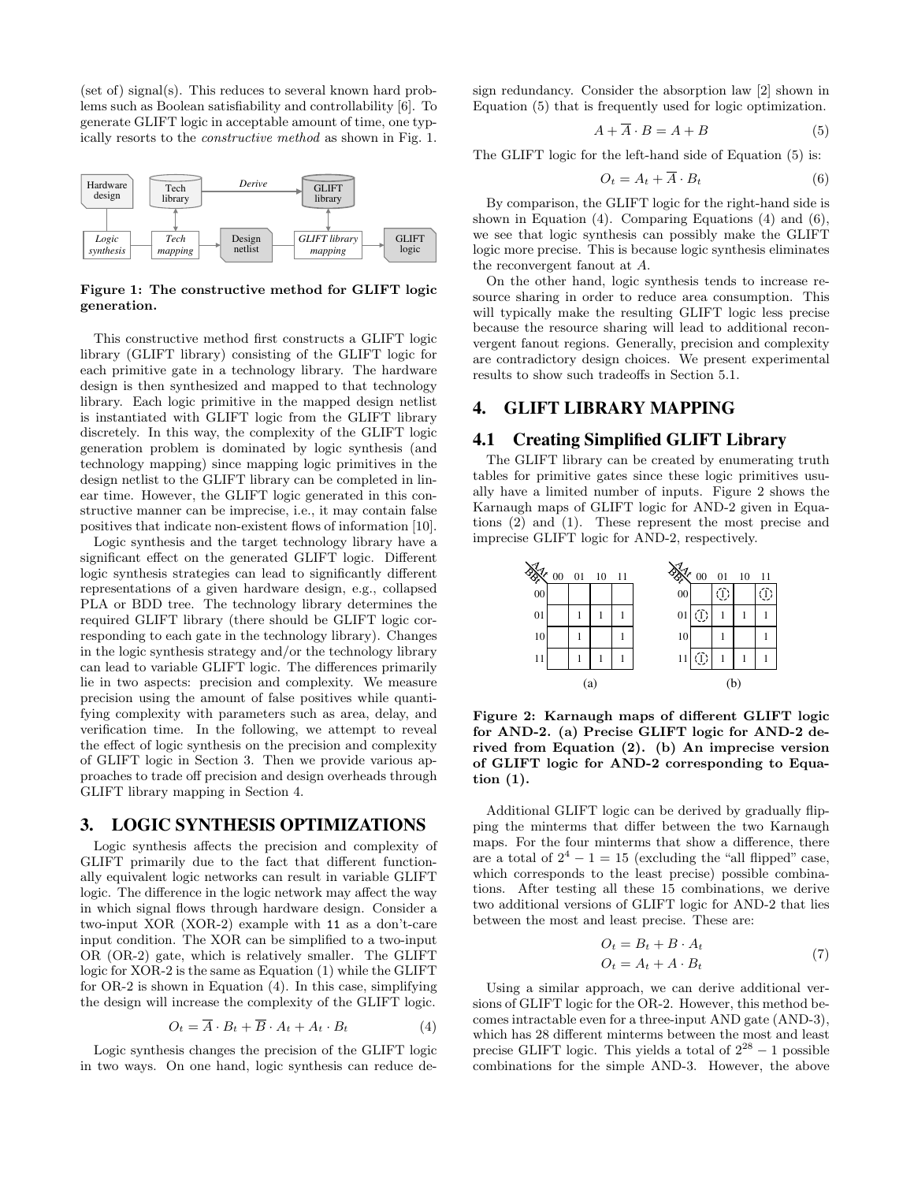(set of) signal(s). This reduces to several known hard problems such as Boolean satisfiability and controllability [6]. To generate GLIFT logic in acceptable amount of time, one typically resorts to the *constructive method* as shown in Fig. 1.

Hardware design
Tech library
Derive
GLIFT library
Logic synthesis
Tech mapping
Design netlist
GLIFT library mapping
GLIFT logic

**Figure 1: The constructive method for GLIFT logic generation.**

This constructive method first constructs a GLIFT logic library (GLIFT library) consisting of the GLIFT logic for each primitive gate in a technology library. The hardware design is then synthesized and mapped to that technology library. Each logic primitive in the mapped design netlist is instantiated with GLIFT logic from the GLIFT library discretely. In this way, the complexity of the GLIFT logic generation problem is dominated by logic synthesis (and technology mapping) since mapping logic primitives in the design netlist to the GLIFT library can be completed in linear time. However, the GLIFT logic generated in this constructive manner can be imprecise, i.e., it may contain false positives that indicate non-existent flows of information [10].

Logic synthesis and the target technology library have a significant effect on the generated GLIFT logic. Different logic synthesis strategies can lead to significantly different representations of a given hardware design, e.g., collapsed PLA or BDD tree. The technology library determines the required GLIFT library (there should be GLIFT logic corresponding to each gate in the technology library). Changes in the logic synthesis strategy and/or the technology library can lead to variable GLIFT logic. The differences primarily lie in two aspects: precision and complexity. We measure precision using the amount of false positives while quantifying complexity with parameters such as area, delay, and verification time. In the following, we attempt to reveal the effect of logic synthesis on the precision and complexity of GLIFT logic in Section 3. Then we provide various approaches to trade off precision and design overheads through GLIFT library mapping in Section 4.

# 3. LOGIC SYNTHESIS OPTIMIZATIONS

Logic synthesis affects the precision and complexity of GLIFT primarily due to the fact that different functionally equivalent logic networks can result in variable GLIFT logic. The difference in the logic network may affect the way in which signal flows through hardware design. Consider a two-input XOR (XOR-2) example with `11` as a don't-care input condition. The XOR can be simplified to a two-input OR (OR-2) gate, which is relatively smaller. The GLIFT logic for XOR-2 is the same as Equation (1) while the GLIFT for OR-2 is shown in Equation (4). In this case, simplifying the design will increase the complexity of the GLIFT logic.

$$O_t = \overline{A} \cdot B_t + \overline{B} \cdot A_t + A_t \cdot B_t \tag{4}$$

Logic synthesis changes the precision of the GLIFT logic in two ways. On one hand, logic synthesis can reduce design redundancy. Consider the absorption law [2] shown in Equation (5) that is frequently used for logic optimization.

$$A + \overline{A} \cdot B = A + B \tag{5}$$

The GLIFT logic for the left-hand side of Equation (5) is:

$$O_t = A_t + \overline{A} \cdot B_t \tag{6}$$

By comparison, the GLIFT logic for the right-hand side is shown in Equation (4). Comparing Equations (4) and (6), we see that logic synthesis can possibly make the GLIFT logic more precise. This is because logic synthesis eliminates the reconvergent fanout at $A$.

On the other hand, logic synthesis tends to increase resource sharing in order to reduce area consumption. This will typically make the resulting GLIFT logic less precise because the resource sharing will lead to additional reconvergent fanout regions. Generally, precision and complexity are contradictory design choices. We present experimental results to show such tradeoffs in Section 5.1.

# 4. GLIFT LIBRARY MAPPING

## 4.1 Creating Simplified GLIFT Library

The GLIFT library can be created by enumerating truth tables for primitive gates since these logic primitives usually have a limited number of inputs. Figure 2 shows the Karnaugh maps of GLIFT logic for AND-2 given in Equations (2) and (1). These represent the most precise and imprecise GLIFT logic for AND-2, respectively.

(a)

| $BB_t$ \ $AA_t$ | 00 | 01 | 10 | 11 |
|---|---|---|---|---|
| 00 | | | | |
| 01 | | 1 | 1 | 1 |
| 10 | | 1 | | 1 |
| 11 | | 1 | 1 | 1 |

(b)

| $BB_t$ \ $AA_t$ | 00 | 01 | 10 | 11 |
|---|---|---|---|---|
| 00 | | (1) | | (1) |
| 01 | (1) | 1 | 1 | 1 |
| 10 | | 1 | | 1 |
| 11 | (1) | 1 | 1 | 1 |

**Figure 2: Karnaugh maps of different GLIFT logic for AND-2. (a) Precise GLIFT logic for AND-2 derived from Equation (2). (b) An imprecise version of GLIFT logic for AND-2 corresponding to Equation (1).**

Additional GLIFT logic can be derived by gradually flipping the minterms that differ between the two Karnaugh maps. For the four minterms that show a difference, there are a total of $2^4 - 1 = 15$ (excluding the "all flipped" case, which corresponds to the least precise) possible combinations. After testing all these 15 combinations, we derive two additional versions of GLIFT logic for AND-2 that lies between the most and least precise. These are:

$$\begin{aligned} O_t &= B_t + B \cdot A_t \\ O_t &= A_t + A \cdot B_t \end{aligned} \tag{7}$$

Using a similar approach, we can derive additional versions of GLIFT logic for the OR-2. However, this method becomes intractable even for a three-input AND gate (AND-3), which has 28 different minterms between the most and least precise GLIFT logic. This yields a total of $2^{28} - 1$ possible combinations for the simple AND-3. However, the above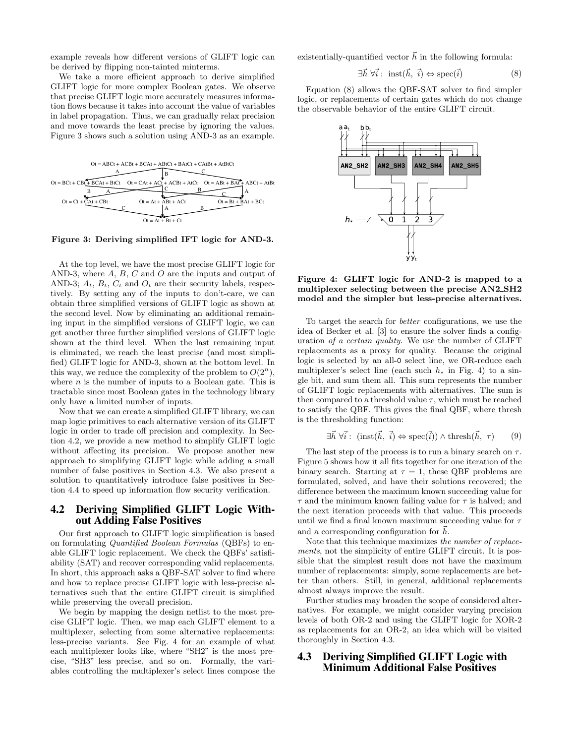example reveals how different versions of GLIFT logic can be derived by flipping non-tainted minterms.

We take a more efficient approach to derive simplified GLIFT logic for more complex Boolean gates. We observe that precise GLIFT logic more accurately measures information flows because it takes into account the value of variables in label propagation. Thus, we can gradually relax precision and move towards the least precise by ignoring the values. Figure 3 shows such a solution using AND-3 as an example.

**Figure 3: Deriving simplified IFT logic for AND-3.**

At the top level, we have the most precise GLIFT logic for AND-3, where $A$, $B$, $C$ and $O$ are the inputs and output of AND-3; $A_t$, $B_t$, $C_t$ and $O_t$ are their security labels, respectively. By setting any of the inputs to don't-care, we can obtain three simplified versions of GLIFT logic as shown at the second level. Now by eliminating an additional remaining input in the simplified versions of GLIFT logic, we can get another three further simplified versions of GLIFT logic shown at the third level. When the last remaining input is eliminated, we reach the least precise (and most simplified) GLIFT logic for AND-3, shown at the bottom level. In this way, we reduce the complexity of the problem to $O(2^n)$, where $n$ is the number of inputs to a Boolean gate. This is tractable since most Boolean gates in the technology library only have a limited number of inputs.

Now that we can create a simplified GLIFT library, we can map logic primitives to each alternative version of its GLIFT logic in order to trade off precision and complexity. In Section 4.2, we provide a new method to simplify GLIFT logic without affecting its precision. We propose another new approach to simplifying GLIFT logic while adding a small number of false positives in Section 4.3. We also present a solution to quantitatively introduce false positives in Section 4.4 to speed up information flow security verification.

## 4.2 Deriving Simplified GLIFT Logic Without Adding False Positives

Our first approach to GLIFT logic simplification is based on formulating *Quantified Boolean Formulas* (QBFs) to enable GLIFT logic replacement. We check the QBFs' satisfiability (SAT) and recover corresponding valid replacements. In short, this approach asks a QBF-SAT solver to find where and how to replace precise GLIFT logic with less-precise alternatives such that the entire GLIFT circuit is simplified while preserving the overall precision.

We begin by mapping the design netlist to the most precise GLIFT logic. Then, we map each GLIFT element to a multiplexer, selecting from some alternative replacements: less-precise variants. See Fig. 4 for an example of what each multiplexer looks like, where "SH2" is the most precise, "SH3" less precise, and so on. Formally, the variables controlling the multiplexer's select lines compose the existentially-quantified vector $\vec{h}$ in the following formula:

$$\exists \vec{h}\ \forall \vec{i}:\ \text{inst}(\vec{h},\ \vec{i}) \Leftrightarrow \text{spec}(\vec{i}) \tag{8}$$

Equation (8) allows the QBF-SAT solver to find simpler logic, or replacements of certain gates which do not change the observable behavior of the entire GLIFT circuit.

**Figure 4: GLIFT logic for AND-2 is mapped to a multiplexer selecting between the precise AN2_SH2 model and the simpler but less-precise alternatives.**

To target the search for *better* configurations, we use the idea of Becker et al. [3] to ensure the solver finds a configuration *of a certain quality*. We use the number of GLIFT replacements as a proxy for quality. Because the original logic is selected by an all-0 select line, we OR-reduce each multiplexer's select line (each such $h_*$ in Fig. 4) to a single bit, and sum them all. This sum represents the number of GLIFT logic replacements with alternatives. The sum is then compared to a threshold value $\tau$, which must be reached to satisfy the QBF. This gives the final QBF, where thresh is the thresholding function:

$$\exists \vec{h}\ \forall \vec{i}:\ (\text{inst}(\vec{h},\ \vec{i}) \Leftrightarrow \text{spec}(\vec{i})) \wedge \text{thresh}(\vec{h},\ \tau) \tag{9}$$

The last step of the process is to run a binary search on $\tau$. Figure 5 shows how it all fits together for one iteration of the binary search. Starting at $\tau = 1$, these QBF problems are formulated, solved, and have their solutions recovered; the difference between the maximum known succeeding value for $\tau$ and the minimum known failing value for $\tau$ is halved; and the next iteration proceeds with that value. This proceeds until we find a final known maximum succeeding value for $\tau$ and a corresponding configuration for $\vec{h}$.

Note that this technique maximizes *the number of replacements*, not the simplicity of entire GLIFT circuit. It is possible that the simplest result does not have the maximum number of replacements: simply, some replacements are better than others. Still, in general, additional replacements almost always improve the result.

Further studies may broaden the scope of considered alternatives. For example, we might consider varying precision levels of both OR-2 and using the GLIFT logic for XOR-2 as replacements for an OR-2, an idea which will be visited thoroughly in Section 4.3.

## 4.3 Deriving Simplified GLIFT Logic with Minimum Additional False Positives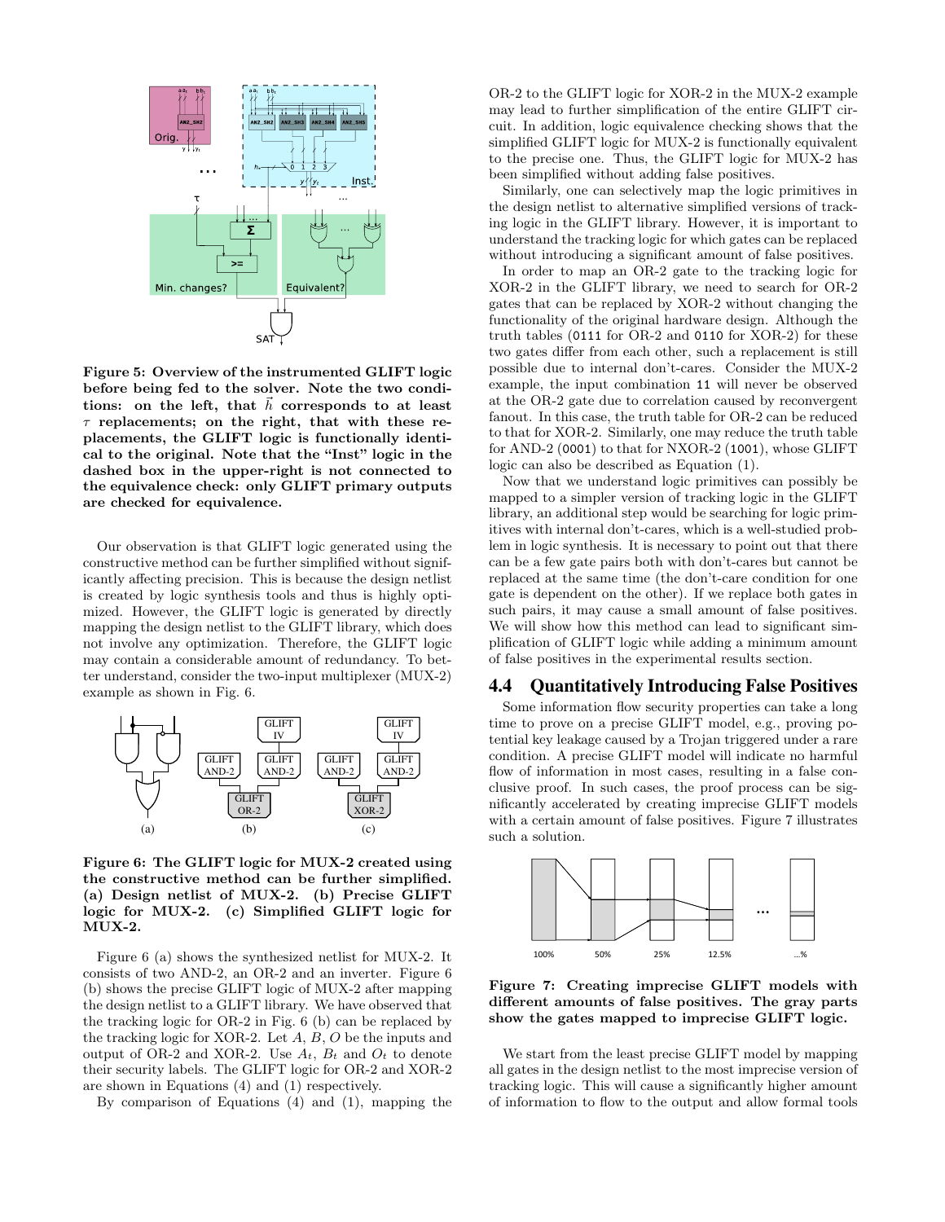**Figure 5: Overview of the instrumented GLIFT logic before being fed to the solver. Note the two conditions: on the left, that $\vec{h}$ corresponds to at least $\tau$ replacements; on the right, that with these replacements, the GLIFT logic is functionally identical to the original. Note that the "Inst" logic in the dashed box in the upper-right is not connected to the equivalence check: only GLIFT primary outputs are checked for equivalence.**

Our observation is that GLIFT logic generated using the constructive method can be further simplified without significantly affecting precision. This is because the design netlist is created by logic synthesis tools and thus is highly optimized. However, the GLIFT logic is generated by directly mapping the design netlist to the GLIFT library, which does not involve any optimization. Therefore, the GLIFT logic may contain a considerable amount of redundancy. To better understand, consider the two-input multiplexer (MUX-2) example as shown in Fig. 6.

**Figure 6: The GLIFT logic for MUX-2 created using the constructive method can be further simplified. (a) Design netlist of MUX-2. (b) Precise GLIFT logic for MUX-2. (c) Simplified GLIFT logic for MUX-2.**

Figure 6 (a) shows the synthesized netlist for MUX-2. It consists of two AND-2, an OR-2 and an inverter. Figure 6 (b) shows the precise GLIFT logic of MUX-2 after mapping the design netlist to a GLIFT library. We have observed that the tracking logic for OR-2 in Fig. 6 (b) can be replaced by the tracking logic for XOR-2. Let $A$, $B$, $O$ be the inputs and output of OR-2 and XOR-2. Use $A_t$, $B_t$ and $O_t$ to denote their security labels. The GLIFT logic for OR-2 and XOR-2 are shown in Equations (4) and (1) respectively.

By comparison of Equations (4) and (1), mapping the OR-2 to the GLIFT logic for XOR-2 in the MUX-2 example may lead to further simplification of the entire GLIFT circuit. In addition, logic equivalence checking shows that the simplified GLIFT logic for MUX-2 is functionally equivalent to the precise one. Thus, the GLIFT logic for MUX-2 has been simplified without adding false positives.

Similarly, one can selectively map the logic primitives in the design netlist to alternative simplified versions of tracking logic in the GLIFT library. However, it is important to understand the tracking logic for which gates can be replaced without introducing a significant amount of false positives.

In order to map an OR-2 gate to the tracking logic for XOR-2 in the GLIFT library, we need to search for OR-2 gates that can be replaced by XOR-2 without changing the functionality of the original hardware design. Although the truth tables (0111 for OR-2 and 0110 for XOR-2) for these two gates differ from each other, such a replacement is still possible due to internal don't-cares. Consider the MUX-2 example, the input combination 11 will never be observed at the OR-2 gate due to correlation caused by reconvergent fanout. In this case, the truth table for OR-2 can be reduced to that for XOR-2. Similarly, one may reduce the truth table for AND-2 (0001) to that for NXOR-2 (1001), whose GLIFT logic can also be described as Equation (1).

Now that we understand logic primitives can possibly be mapped to a simpler version of tracking logic in the GLIFT library, an additional step would be searching for logic primitives with internal don't-cares, which is a well-studied problem in logic synthesis. It is necessary to point out that there can be a few gate pairs both with don't-cares but cannot be replaced at the same time (the don't-care condition for one gate is dependent on the other). If we replace both gates in such pairs, it may cause a small amount of false positives. We will show how this method can lead to significant simplification of GLIFT logic while adding a minimum amount of false positives in the experimental results section.

## 4.4 Quantitatively Introducing False Positives

Some information flow security properties can take a long time to prove on a precise GLIFT model, e.g., proving potential key leakage caused by a Trojan triggered under a rare condition. A precise GLIFT model will indicate no harmful flow of information in most cases, resulting in a false conclusive proof. In such cases, the proof process can be significantly accelerated by creating imprecise GLIFT models with a certain amount of false positives. Figure 7 illustrates such a solution.

**Figure 7: Creating imprecise GLIFT models with different amounts of false positives. The gray parts show the gates mapped to imprecise GLIFT logic.**

We start from the least precise GLIFT model by mapping all gates in the design netlist to the most imprecise version of tracking logic. This will cause a significantly higher amount of information to flow to the output and allow formal tools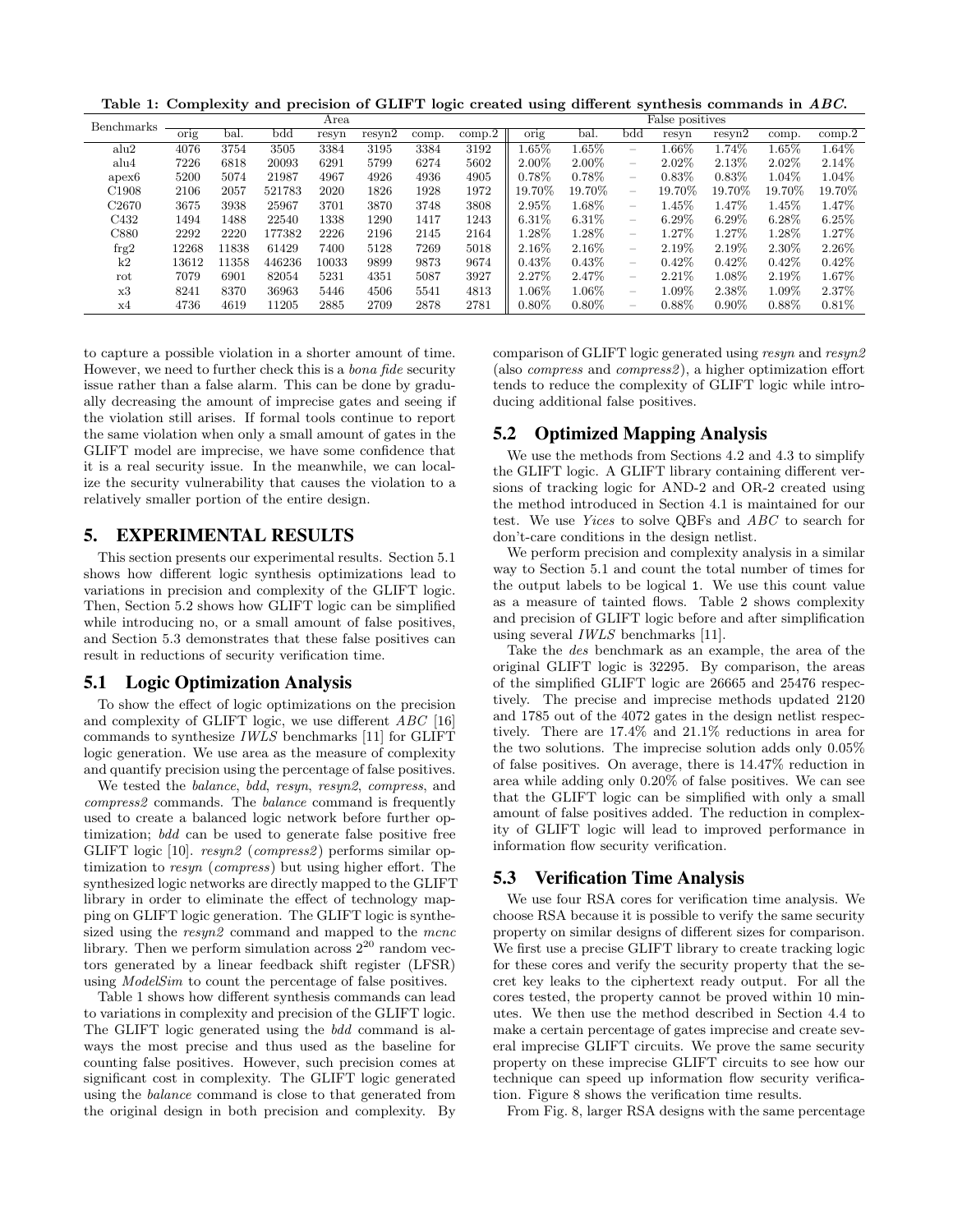**Table 1: Complexity and precision of GLIFT logic created using different synthesis commands in *ABC*.**

| Benchmarks | Area | | | | | | | False positives | | | | | | |
|---|---|---|---|---|---|---|---|---|---|---|---|---|---|---|
| | orig | bal. | bdd | resyn | resyn2 | comp. | comp.2 | orig | bal. | bdd | resyn | resyn2 | comp. | comp.2 |
| alu2 | 4076 | 3754 | 3505 | 3384 | 3195 | 3384 | 3192 | 1.65% | 1.65% | – | 1.66% | 1.74% | 1.65% | 1.64% |
| alu4 | 7226 | 6818 | 20093 | 6291 | 5799 | 6274 | 5602 | 2.00% | 2.00% | – | 2.02% | 2.13% | 2.02% | 2.14% |
| apex6 | 5200 | 5074 | 21987 | 4967 | 4926 | 4936 | 4905 | 0.78% | 0.78% | – | 0.83% | 0.83% | 1.04% | 1.04% |
| C1908 | 2106 | 2057 | 521783 | 2020 | 1826 | 1928 | 1972 | 19.70% | 19.70% | – | 19.70% | 19.70% | 19.70% | 19.70% |
| C2670 | 3675 | 3938 | 25967 | 3701 | 3870 | 3748 | 3808 | 2.95% | 1.68% | – | 1.45% | 1.47% | 1.45% | 1.47% |
| C432 | 1494 | 1488 | 22540 | 1338 | 1290 | 1417 | 1243 | 6.31% | 6.31% | – | 6.29% | 6.29% | 6.28% | 6.25% |
| C880 | 2292 | 2220 | 177382 | 2226 | 2196 | 2145 | 2164 | 1.28% | 1.28% | – | 1.27% | 1.27% | 1.28% | 1.27% |
| frg2 | 12268 | 11838 | 61429 | 7400 | 5128 | 7269 | 5018 | 2.16% | 2.16% | – | 2.19% | 2.19% | 2.30% | 2.26% |
| k2 | 13612 | 11358 | 446236 | 10033 | 9899 | 9873 | 9674 | 0.43% | 0.43% | – | 0.42% | 0.42% | 0.42% | 0.42% |
| rot | 7079 | 6901 | 82054 | 5231 | 4351 | 5087 | 3927 | 2.27% | 2.47% | – | 2.21% | 1.08% | 2.19% | 1.67% |
| x3 | 8241 | 8370 | 36963 | 5446 | 4506 | 5541 | 4813 | 1.06% | 1.06% | – | 1.09% | 2.38% | 1.09% | 2.37% |
| x4 | 4736 | 4619 | 11205 | 2885 | 2709 | 2878 | 2781 | 0.80% | 0.80% | – | 0.88% | 0.90% | 0.88% | 0.81% |

to capture a possible violation in a shorter amount of time. However, we need to further check this is a *bona fide* security issue rather than a false alarm. This can be done by gradually decreasing the amount of imprecise gates and seeing if the violation still arises. If formal tools continue to report the same violation when only a small amount of gates in the GLIFT model are imprecise, we have some confidence that it is a real security issue. In the meanwhile, we can localize the security vulnerability that causes the violation to a relatively smaller portion of the entire design.

## 5. EXPERIMENTAL RESULTS

This section presents our experimental results. Section 5.1 shows how different logic synthesis optimizations lead to variations in precision and complexity of the GLIFT logic. Then, Section 5.2 shows how GLIFT logic can be simplified while introducing no, or a small amount of false positives, and Section 5.3 demonstrates that these false positives can result in reductions of security verification time.

### 5.1 Logic Optimization Analysis

To show the effect of logic optimizations on the precision and complexity of GLIFT logic, we use different *ABC* [16] commands to synthesize *IWLS* benchmarks [11] for GLIFT logic generation. We use area as the measure of complexity and quantify precision using the percentage of false positives.

We tested the *balance*, *bdd*, *resyn*, *resyn2*, *compress*, and *compress2* commands. The *balance* command is frequently used to create a balanced logic network before further optimization; *bdd* can be used to generate false positive free GLIFT logic [10]. *resyn2* (*compress2*) performs similar optimization to *resyn* (*compress*) but using higher effort. The synthesized logic networks are directly mapped to the GLIFT library in order to eliminate the effect of technology mapping on GLIFT logic generation. The GLIFT logic is synthesized using the *resyn2* command and mapped to the *mcnc* library. Then we perform simulation across $2^{20}$ random vectors generated by a linear feedback shift register (LFSR) using *ModelSim* to count the percentage of false positives.

Table 1 shows how different synthesis commands can lead to variations in complexity and precision of the GLIFT logic. The GLIFT logic generated using the *bdd* command is always the most precise and thus used as the baseline for counting false positives. However, such precision comes at significant cost in complexity. The GLIFT logic generated using the *balance* command is close to that generated from the original design in both precision and complexity. By comparison of GLIFT logic generated using *resyn* and *resyn2* (also *compress* and *compress2*), a higher optimization effort tends to reduce the complexity of GLIFT logic while introducing additional false positives.

### 5.2 Optimized Mapping Analysis

We use the methods from Sections 4.2 and 4.3 to simplify the GLIFT logic. A GLIFT library containing different versions of tracking logic for AND-2 and OR-2 created using the method introduced in Section 4.1 is maintained for our test. We use *Yices* to solve QBFs and *ABC* to search for don't-care conditions in the design netlist.

We perform precision and complexity analysis in a similar way to Section 5.1 and count the total number of times for the output labels to be logical 1. We use this count value as a measure of tainted flows. Table 2 shows complexity and precision of GLIFT logic before and after simplification using several *IWLS* benchmarks [11].

Take the *des* benchmark as an example, the area of the original GLIFT logic is 32295. By comparison, the areas of the simplified GLIFT logic are 26665 and 25476 respectively. The precise and imprecise methods updated 2120 and 1785 out of the 4072 gates in the design netlist respectively. There are 17.4% and 21.1% reductions in area for the two solutions. The imprecise solution adds only 0.05% of false positives. On average, there is 14.47% reduction in area while adding only 0.20% of false positives. We can see that the GLIFT logic can be simplified with only a small amount of false positives added. The reduction in complexity of GLIFT logic will lead to improved performance in information flow security verification.

### 5.3 Verification Time Analysis

We use four RSA cores for verification time analysis. We choose RSA because it is possible to verify the same security property on similar designs of different sizes for comparison. We first use a precise GLIFT library to create tracking logic for these cores and verify the security property that the secret key leaks to the ciphertext ready output. For all the cores tested, the property cannot be proved within 10 minutes. We then use the method described in Section 4.4 to make a certain percentage of gates imprecise and create several imprecise GLIFT circuits. We prove the same security property on these imprecise GLIFT circuits to see how our technique can speed up information flow security verification. Figure 8 shows the verification time results.

From Fig. 8, larger RSA designs with the same percentage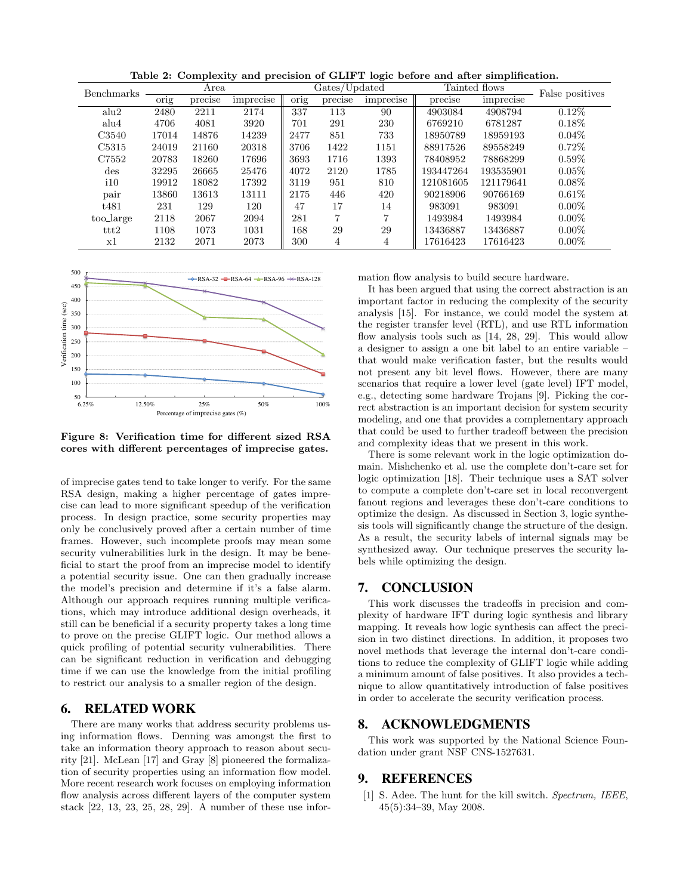**Table 2: Complexity and precision of GLIFT logic before and after simplification.**

| Benchmarks | Area | | | Gates/Updated | | | Tainted flows | | False positives |
|---|---|---|---|---|---|---|---|---|---|
| | orig | precise | imprecise | orig | precise | imprecise | precise | imprecise | |
| alu2 | 2480 | 2211 | 2174 | 337 | 113 | 90 | 4903084 | 4908794 | 0.12% |
| alu4 | 4706 | 4081 | 3920 | 701 | 291 | 230 | 6769210 | 6781287 | 0.18% |
| C3540 | 17014 | 14876 | 14239 | 2477 | 851 | 733 | 18950789 | 18959193 | 0.04% |
| C5315 | 24019 | 21160 | 20318 | 3706 | 1422 | 1151 | 88917526 | 89558249 | 0.72% |
| C7552 | 20783 | 18260 | 17696 | 3693 | 1716 | 1393 | 78408952 | 78868299 | 0.59% |
| des | 32295 | 26665 | 25476 | 4072 | 2120 | 1785 | 193447264 | 193535901 | 0.05% |
| i10 | 19912 | 18082 | 17392 | 3119 | 951 | 810 | 121081605 | 121179641 | 0.08% |
| pair | 13860 | 13613 | 13111 | 2175 | 446 | 420 | 90218906 | 90766169 | 0.61% |
| t481 | 231 | 129 | 120 | 47 | 17 | 14 | 983091 | 983091 | 0.00% |
| too_large | 2118 | 2067 | 2094 | 281 | 7 | 7 | 1493984 | 1493984 | 0.00% |
| ttt2 | 1108 | 1073 | 1031 | 168 | 29 | 29 | 13436887 | 13436887 | 0.00% |
| x1 | 2132 | 2071 | 2073 | 300 | 4 | 4 | 17616423 | 17616423 | 0.00% |

**Figure 8: Verification time for different sized RSA cores with different percentages of imprecise gates.**

of imprecise gates tend to take longer to verify. For the same RSA design, making a higher percentage of gates imprecise can lead to more significant speedup of the verification process. In design practice, some security properties may only be conclusively proved after a certain number of time frames. However, such incomplete proofs may mean some security vulnerabilities lurk in the design. It may be beneficial to start the proof from an imprecise model to identify a potential security issue. One can then gradually increase the model's precision and determine if it's a false alarm. Although our approach requires running multiple verifications, which may introduce additional design overheads, it still can be beneficial if a security property takes a long time to prove on the precise GLIFT logic. Our method allows a quick profiling of potential security vulnerabilities. There can be significant reduction in verification and debugging time if we can use the knowledge from the initial profiling to restrict our analysis to a smaller region of the design.

## 6. RELATED WORK

There are many works that address security problems using information flows. Denning was amongst the first to take an information theory approach to reason about security [21]. McLean [17] and Gray [8] pioneered the formalization of security properties using an information flow model. More recent research work focuses on employing information flow analysis across different layers of the computer system stack [22, 13, 23, 25, 28, 29]. A number of these use information flow analysis to build secure hardware.

It has been argued that using the correct abstraction is an important factor in reducing the complexity of the security analysis [15]. For instance, we could model the system at the register transfer level (RTL), and use RTL information flow analysis tools such as [14, 28, 29]. This would allow a designer to assign a one bit label to an entire variable – that would make verification faster, but the results would not present any bit level flows. However, there are many scenarios that require a lower level (gate level) IFT model, e.g., detecting some hardware Trojans [9]. Picking the correct abstraction is an important decision for system security modeling, and one that provides a complementary approach that could be used to further tradeoff between the precision and complexity ideas that we present in this work.

There is some relevant work in the logic optimization domain. Mishchenko et al. use the complete don't-care set for logic optimization [18]. Their technique uses a SAT solver to compute a complete don't-care set in local reconvergent fanout regions and leverages these don't-care conditions to optimize the design. As discussed in Section 3, logic synthesis tools will significantly change the structure of the design. As a result, the security labels of internal signals may be synthesized away. Our technique preserves the security labels while optimizing the design.

## 7. CONCLUSION

This work discusses the tradeoffs in precision and complexity of hardware IFT during logic synthesis and library mapping. It reveals how logic synthesis can affect the precision in two distinct directions. In addition, it proposes two novel methods that leverage the internal don't-care conditions to reduce the complexity of GLIFT logic while adding a minimum amount of false positives. It also provides a technique to allow quantitatively introduction of false positives in order to accelerate the security verification process.

## 8. ACKNOWLEDGMENTS

This work was supported by the National Science Foundation under grant NSF CNS-1527631.

## 9. REFERENCES

[1] S. Adee. The hunt for the kill switch. *Spectrum, IEEE*, 45(5):34–39, May 2008.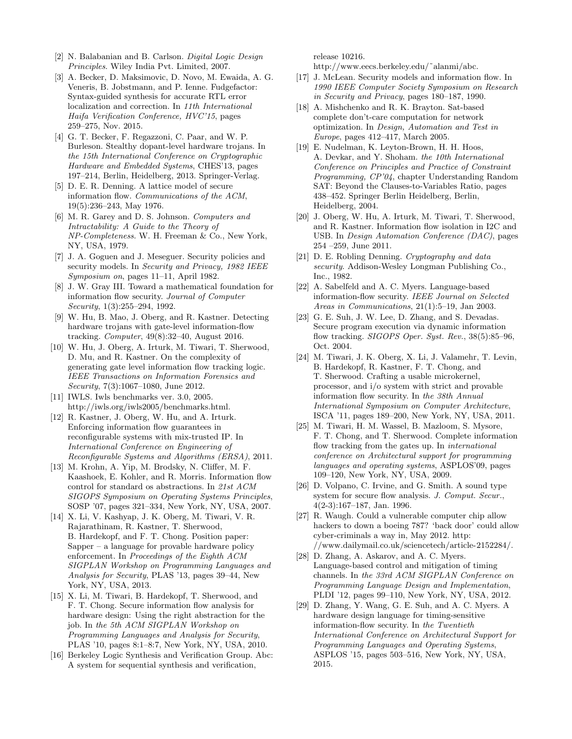[2] N. Balabanian and B. Carlson. *Digital Logic Design Principles*. Wiley India Pvt. Limited, 2007.

[3] A. Becker, D. Maksimovic, D. Novo, M. Ewaida, A. G. Veneris, B. Jobstmann, and P. Ienne. Fudgefactor: Syntax-guided synthesis for accurate RTL error localization and correction. In *11th International Haifa Verification Conference, HVC'15*, pages 259–275, Nov. 2015.

[4] G. T. Becker, F. Regazzoni, C. Paar, and W. P. Burleson. Stealthy dopant-level hardware trojans. In *the 15th International Conference on Cryptographic Hardware and Embedded Systems*, CHES'13, pages 197–214, Berlin, Heidelberg, 2013. Springer-Verlag.

[5] D. E. R. Denning. A lattice model of secure information flow. *Communications of the ACM*, 19(5):236–243, May 1976.

[6] M. R. Garey and D. S. Johnson. *Computers and Intractability: A Guide to the Theory of NP-Completeness*. W. H. Freeman & Co., New York, NY, USA, 1979.

[7] J. A. Goguen and J. Meseguer. Security policies and security models. In *Security and Privacy, 1982 IEEE Symposium on*, pages 11–11, April 1982.

[8] J. W. Gray III. Toward a mathematical foundation for information flow security. *Journal of Computer Security*, 1(3):255–294, 1992.

[9] W. Hu, B. Mao, J. Oberg, and R. Kastner. Detecting hardware trojans with gate-level information-flow tracking. *Computer*, 49(8):32–40, August 2016.

[10] W. Hu, J. Oberg, A. Irturk, M. Tiwari, T. Sherwood, D. Mu, and R. Kastner. On the complexity of generating gate level information flow tracking logic. *IEEE Transactions on Information Forensics and Security*, 7(3):1067–1080, June 2012.

[11] IWLS. Iwls benchmarks ver. 3.0, 2005. http://iwls.org/iwls2005/benchmarks.html.

[12] R. Kastner, J. Oberg, W. Hu, and A. Irturk. Enforcing information flow guarantees in reconfigurable systems with mix-trusted IP. In *International Conference on Engineering of Reconfigurable Systems and Algorithms (ERSA)*, 2011.

[13] M. Krohn, A. Yip, M. Brodsky, N. Cliffer, M. F. Kaashoek, E. Kohler, and R. Morris. Information flow control for standard os abstractions. In *21st ACM SIGOPS Symposium on Operating Systems Principles*, SOSP '07, pages 321–334, New York, NY, USA, 2007.

[14] X. Li, V. Kashyap, J. K. Oberg, M. Tiwari, V. R. Rajarathinam, R. Kastner, T. Sherwood, B. Hardekopf, and F. T. Chong. Position paper: Sapper – a language for provable hardware policy enforcement. In *Proceedings of the Eighth ACM SIGPLAN Workshop on Programming Languages and Analysis for Security*, PLAS '13, pages 39–44, New York, NY, USA, 2013.

[15] X. Li, M. Tiwari, B. Hardekopf, T. Sherwood, and F. T. Chong. Secure information flow analysis for hardware design: Using the right abstraction for the job. In *the 5th ACM SIGPLAN Workshop on Programming Languages and Analysis for Security*, PLAS '10, pages 8:1–8:7, New York, NY, USA, 2010.

[16] Berkeley Logic Synthesis and Verification Group. Abc: A system for sequential synthesis and verification, release 10216. http://www.eecs.berkeley.edu/~alanmi/abc.

[17] J. McLean. Security models and information flow. In *1990 IEEE Computer Society Symposium on Research in Security and Privacy*, pages 180–187, 1990.

[18] A. Mishchenko and R. K. Brayton. Sat-based complete don't-care computation for network optimization. In *Design, Automation and Test in Europe*, pages 412–417, March 2005.

[19] E. Nudelman, K. Leyton-Brown, H. H. Hoos, A. Devkar, and Y. Shoham. *the 10th International Conference on Principles and Practice of Constraint Programming, CP'04*, chapter Understanding Random SAT: Beyond the Clauses-to-Variables Ratio, pages 438–452. Springer Berlin Heidelberg, Berlin, Heidelberg, 2004.

[20] J. Oberg, W. Hu, A. Irturk, M. Tiwari, T. Sherwood, and R. Kastner. Information flow isolation in I2C and USB. In *Design Automation Conference (DAC)*, pages 254 –259, June 2011.

[21] D. E. Robling Denning. *Cryptography and data security*. Addison-Wesley Longman Publishing Co., Inc., 1982.

[22] A. Sabelfeld and A. C. Myers. Language-based information-flow security. *IEEE Journal on Selected Areas in Communications*, 21(1):5–19, Jan 2003.

[23] G. E. Suh, J. W. Lee, D. Zhang, and S. Devadas. Secure program execution via dynamic information flow tracking. *SIGOPS Oper. Syst. Rev.*, 38(5):85–96, Oct. 2004.

[24] M. Tiwari, J. K. Oberg, X. Li, J. Valamehr, T. Levin, B. Hardekopf, R. Kastner, F. T. Chong, and T. Sherwood. Crafting a usable microkernel, processor, and i/o system with strict and provable information flow security. In *the 38th Annual International Symposium on Computer Architecture*, ISCA '11, pages 189–200, New York, NY, USA, 2011.

[25] M. Tiwari, H. M. Wassel, B. Mazloom, S. Mysore, F. T. Chong, and T. Sherwood. Complete information flow tracking from the gates up. In *international conference on Architectural support for programming languages and operating systems*, ASPLOS'09, pages 109–120, New York, NY, USA, 2009.

[26] D. Volpano, C. Irvine, and G. Smith. A sound type system for secure flow analysis. *J. Comput. Secur.*, 4(2-3):167–187, Jan. 1996.

[27] R. Waugh. Could a vulnerable computer chip allow hackers to down a boeing 787? 'back door' could allow cyber-criminals a way in, May 2012. http://www.dailymail.co.uk/sciencetech/article-2152284/.

[28] D. Zhang, A. Askarov, and A. C. Myers. Language-based control and mitigation of timing channels. In *the 33rd ACM SIGPLAN Conference on Programming Language Design and Implementation*, PLDI '12, pages 99–110, New York, NY, USA, 2012.

[29] D. Zhang, Y. Wang, G. E. Suh, and A. C. Myers. A hardware design language for timing-sensitive information-flow security. In *the Twentieth International Conference on Architectural Support for Programming Languages and Operating Systems*, ASPLOS '15, pages 503–516, New York, NY, USA, 2015.